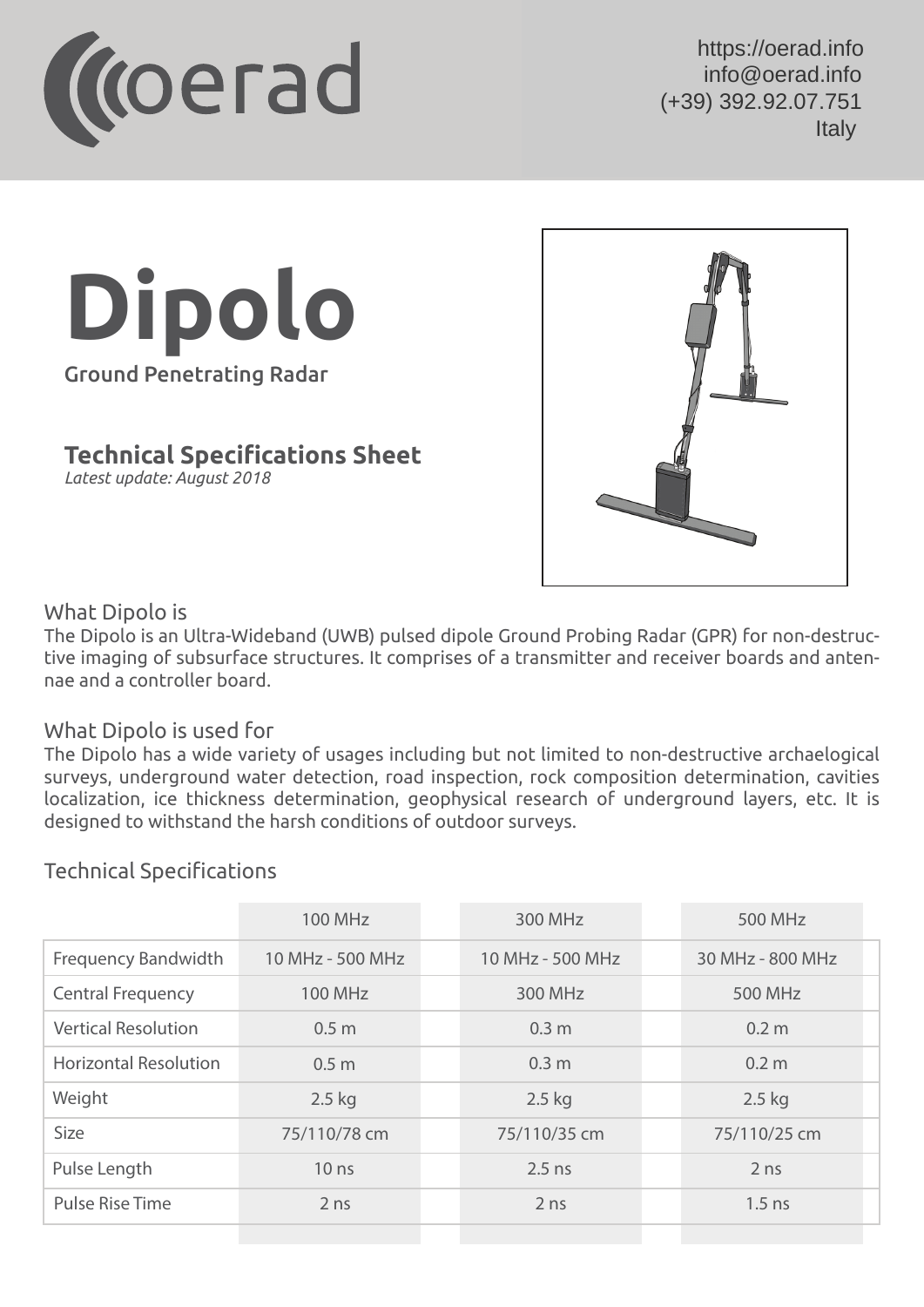oerad

https://oerad.info
info@oerad.info
(+39) 392.92.07.751
Italy

# Dipolo

Ground Penetrating Radar

## Technical Specifications Sheet

*Latest update: August 2018*

### What Dipolo is

The Dipolo is an Ultra-Wideband (UWB) pulsed dipole Ground Probing Radar (GPR) for non-destructive imaging of subsurface structures. It comprises of a transmitter and receiver boards and antennae and a controller board.

### What Dipolo is used for

The Dipolo has a wide variety of usages including but not limited to non-destructive archaelogical surveys, underground water detection, road inspection, rock composition determination, cavities localization, ice thickness determination, geophysical research of underground layers, etc. It is designed to withstand the harsh conditions of outdoor surveys.

### Technical Specifications

| | 100 MHz | 300 MHz | 500 MHz |
|---|---|---|---|
| Frequency Bandwidth | 10 MHz - 500 MHz | 10 MHz - 500 MHz | 30 MHz - 800 MHz |
| Central Frequency | 100 MHz | 300 MHz | 500 MHz |
| Vertical Resolution | 0.5 m | 0.3 m | 0.2 m |
| Horizontal Resolution | 0.5 m | 0.3 m | 0.2 m |
| Weight | 2.5 kg | 2.5 kg | 2.5 kg |
| Size | 75/110/78 cm | 75/110/35 cm | 75/110/25 cm |
| Pulse Length | 10 ns | 2.5 ns | 2 ns |
| Pulse Rise Time | 2 ns | 2 ns | 1.5 ns |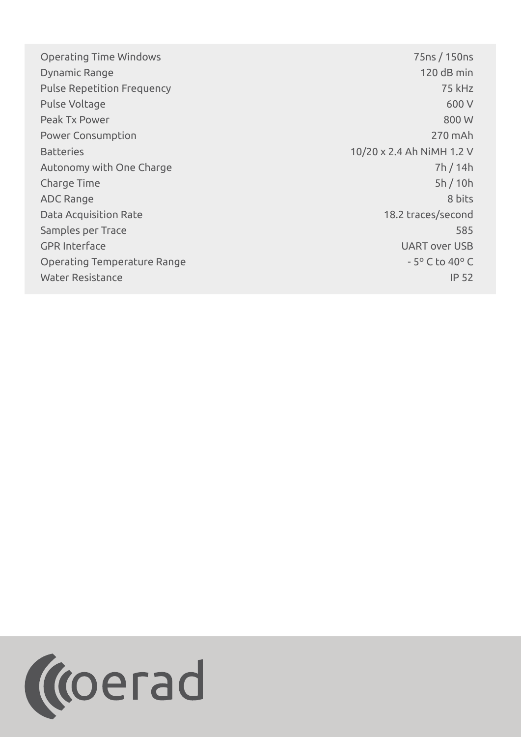| | |
|---|---|
| Operating Time Windows | 75ns / 150ns |
| Dynamic Range | 120 dB min |
| Pulse Repetition Frequency | 75 kHz |
| Pulse Voltage | 600 V |
| Peak Tx Power | 800 W |
| Power Consumption | 270 mAh |
| Batteries | 10/20 x 2.4 Ah NiMH 1.2 V |
| Autonomy with One Charge | 7h / 14h |
| Charge Time | 5h / 10h |
| ADC Range | 8 bits |
| Data Acquisition Rate | 18.2 traces/second |
| Samples per Trace | 585 |
| GPR Interface | UART over USB |
| Operating Temperature Range | - 5° C to 40° C |
| Water Resistance | IP 52 |

oerad